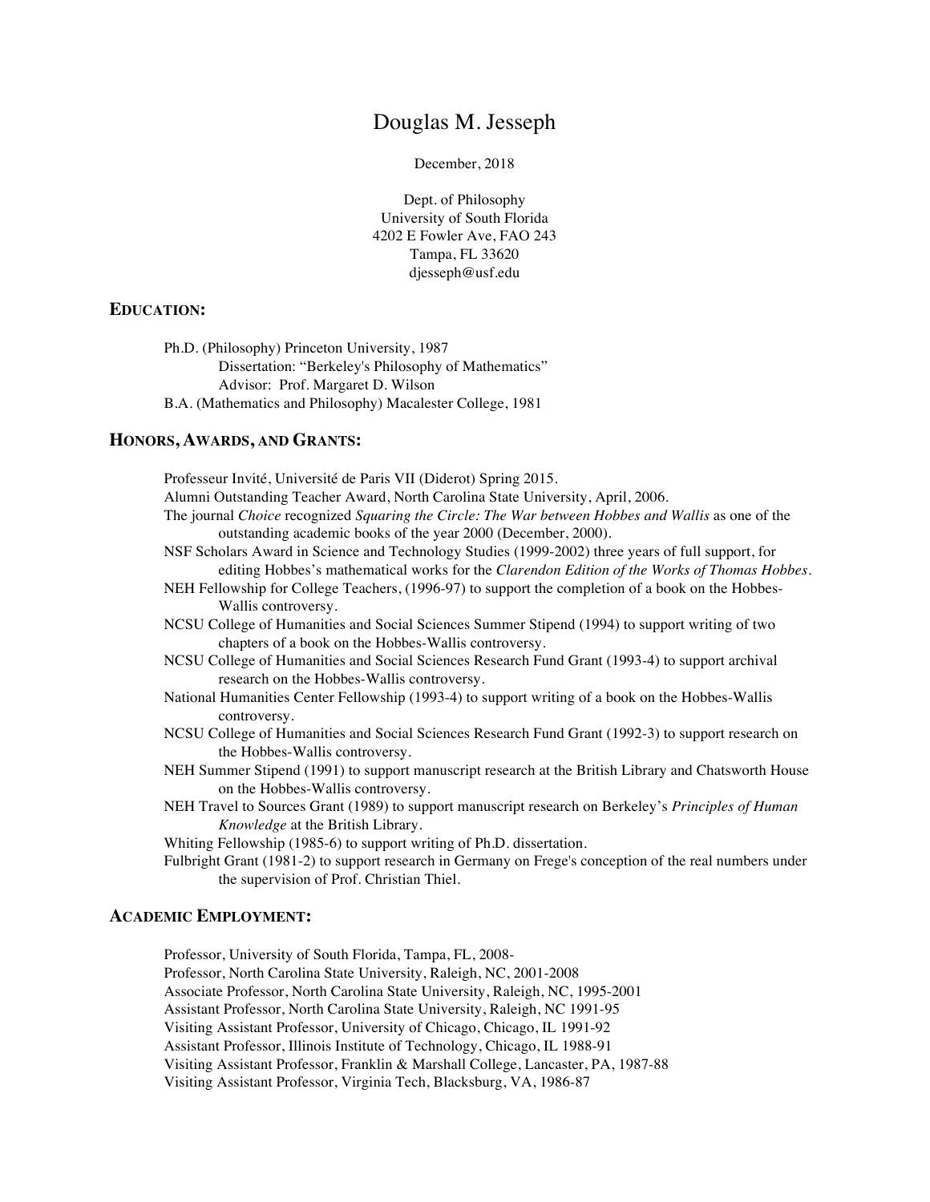# Douglas M. Jesseph

December, 2018

Dept. of Philosophy
University of South Florida
4202 E Fowler Ave, FAO 243
Tampa, FL 33620
djesseph@usf.edu

## EDUCATION:

Ph.D. (Philosophy) Princeton University, 1987
Dissertation: "Berkeley's Philosophy of Mathematics"
Advisor: Prof. Margaret D. Wilson
B.A. (Mathematics and Philosophy) Macalester College, 1981

## HONORS, AWARDS, AND GRANTS:

Professeur Invité, Université de Paris VII (Diderot) Spring 2015.

Alumni Outstanding Teacher Award, North Carolina State University, April, 2006.

The journal *Choice* recognized *Squaring the Circle: The War between Hobbes and Wallis* as one of the outstanding academic books of the year 2000 (December, 2000).

NSF Scholars Award in Science and Technology Studies (1999-2002) three years of full support, for editing Hobbes's mathematical works for the *Clarendon Edition of the Works of Thomas Hobbes*.

NEH Fellowship for College Teachers, (1996-97) to support the completion of a book on the Hobbes-Wallis controversy.

NCSU College of Humanities and Social Sciences Summer Stipend (1994) to support writing of two chapters of a book on the Hobbes-Wallis controversy.

NCSU College of Humanities and Social Sciences Research Fund Grant (1993-4) to support archival research on the Hobbes-Wallis controversy.

National Humanities Center Fellowship (1993-4) to support writing of a book on the Hobbes-Wallis controversy.

NCSU College of Humanities and Social Sciences Research Fund Grant (1992-3) to support research on the Hobbes-Wallis controversy.

NEH Summer Stipend (1991) to support manuscript research at the British Library and Chatsworth House on the Hobbes-Wallis controversy.

NEH Travel to Sources Grant (1989) to support manuscript research on Berkeley's *Principles of Human Knowledge* at the British Library.

Whiting Fellowship (1985-6) to support writing of Ph.D. dissertation.

Fulbright Grant (1981-2) to support research in Germany on Frege's conception of the real numbers under the supervision of Prof. Christian Thiel.

## ACADEMIC EMPLOYMENT:

Professor, University of South Florida, Tampa, FL, 2008-
Professor, North Carolina State University, Raleigh, NC, 2001-2008
Associate Professor, North Carolina State University, Raleigh, NC, 1995-2001
Assistant Professor, North Carolina State University, Raleigh, NC 1991-95
Visiting Assistant Professor, University of Chicago, Chicago, IL 1991-92
Assistant Professor, Illinois Institute of Technology, Chicago, IL 1988-91
Visiting Assistant Professor, Franklin & Marshall College, Lancaster, PA, 1987-88
Visiting Assistant Professor, Virginia Tech, Blacksburg, VA, 1986-87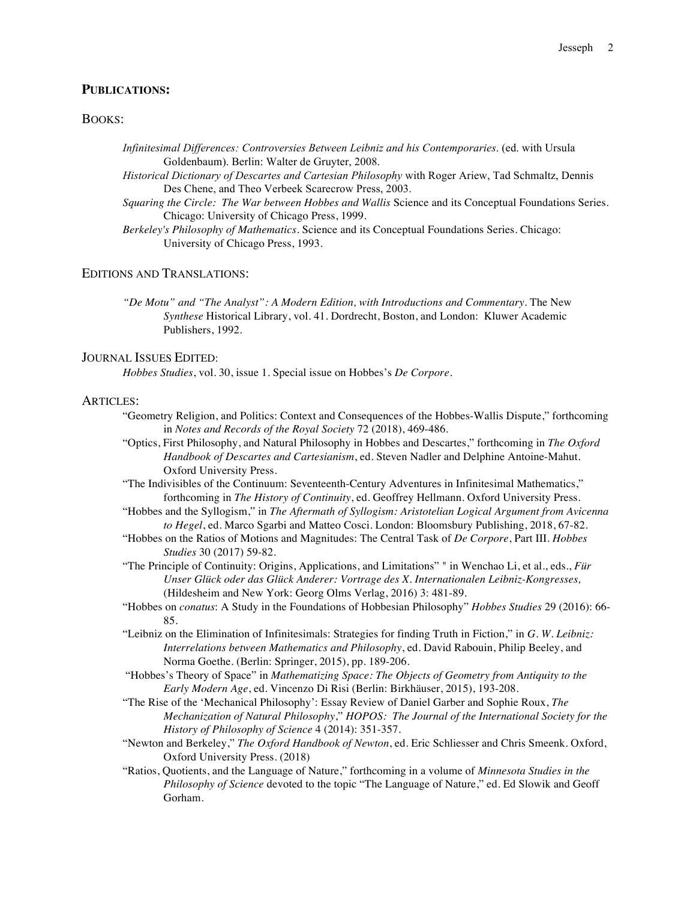## PUBLICATIONS:

### BOOKS:

*Infinitesimal Differences: Controversies Between Leibniz and his Contemporaries*. (ed. with Ursula Goldenbaum). Berlin: Walter de Gruyter, 2008.

*Historical Dictionary of Descartes and Cartesian Philosophy* with Roger Ariew, Tad Schmaltz, Dennis Des Chene, and Theo Verbeek Scarecrow Press, 2003.

*Squaring the Circle: The War between Hobbes and Wallis* Science and its Conceptual Foundations Series. Chicago: University of Chicago Press, 1999.

*Berkeley's Philosophy of Mathematics*. Science and its Conceptual Foundations Series. Chicago: University of Chicago Press, 1993.

### EDITIONS AND TRANSLATIONS:

*"De Motu" and "The Analyst": A Modern Edition, with Introductions and Commentary*. The New *Synthese* Historical Library, vol. 41. Dordrecht, Boston, and London: Kluwer Academic Publishers, 1992.

### JOURNAL ISSUES EDITED:

*Hobbes Studies*, vol. 30, issue 1. Special issue on Hobbes's *De Corpore*.

### ARTICLES:

"Geometry Religion, and Politics: Context and Consequences of the Hobbes-Wallis Dispute," forthcoming in *Notes and Records of the Royal Society* 72 (2018), 469-486.

"Optics, First Philosophy, and Natural Philosophy in Hobbes and Descartes," forthcoming in *The Oxford Handbook of Descartes and Cartesianism*, ed. Steven Nadler and Delphine Antoine-Mahut. Oxford University Press.

"The Indivisibles of the Continuum: Seventeenth-Century Adventures in Infinitesimal Mathematics," forthcoming in *The History of Continuity*, ed. Geoffrey Hellmann. Oxford University Press.

"Hobbes and the Syllogism," in *The Aftermath of Syllogism: Aristotelian Logical Argument from Avicenna to Hegel*, ed. Marco Sgarbi and Matteo Cosci. London: Bloomsbury Publishing, 2018, 67-82.

"Hobbes on the Ratios of Motions and Magnitudes: The Central Task of *De Corpore*, Part III. *Hobbes Studies* 30 (2017) 59-82.

"The Principle of Continuity: Origins, Applications, and Limitations" " in Wenchao Li, et al., eds., *Für Unser Glück oder das Glück Anderer: Vortrage des X. Internationalen Leibniz-Kongresses,* (Hildesheim and New York: Georg Olms Verlag, 2016) 3: 481-89.

"Hobbes on *conatus*: A Study in the Foundations of Hobbesian Philosophy" *Hobbes Studies* 29 (2016): 66-85.

"Leibniz on the Elimination of Infinitesimals: Strategies for finding Truth in Fiction," in *G. W. Leibniz: Interrelations between Mathematics and Philosophy*, ed. David Rabouin, Philip Beeley, and Norma Goethe. (Berlin: Springer, 2015), pp. 189-206.

"Hobbes's Theory of Space" in *Mathematizing Space: The Objects of Geometry from Antiquity to the Early Modern Age*, ed. Vincenzo Di Risi (Berlin: Birkhäuser, 2015), 193-208.

"The Rise of the 'Mechanical Philosophy': Essay Review of Daniel Garber and Sophie Roux, *The Mechanization of Natural Philosophy*," *HOPOS: The Journal of the International Society for the History of Philosophy of Science* 4 (2014): 351-357.

"Newton and Berkeley," *The Oxford Handbook of Newton*, ed. Eric Schliesser and Chris Smeenk. Oxford, Oxford University Press. (2018)

"Ratios, Quotients, and the Language of Nature," forthcoming in a volume of *Minnesota Studies in the Philosophy of Science* devoted to the topic "The Language of Nature," ed. Ed Slowik and Geoff Gorham.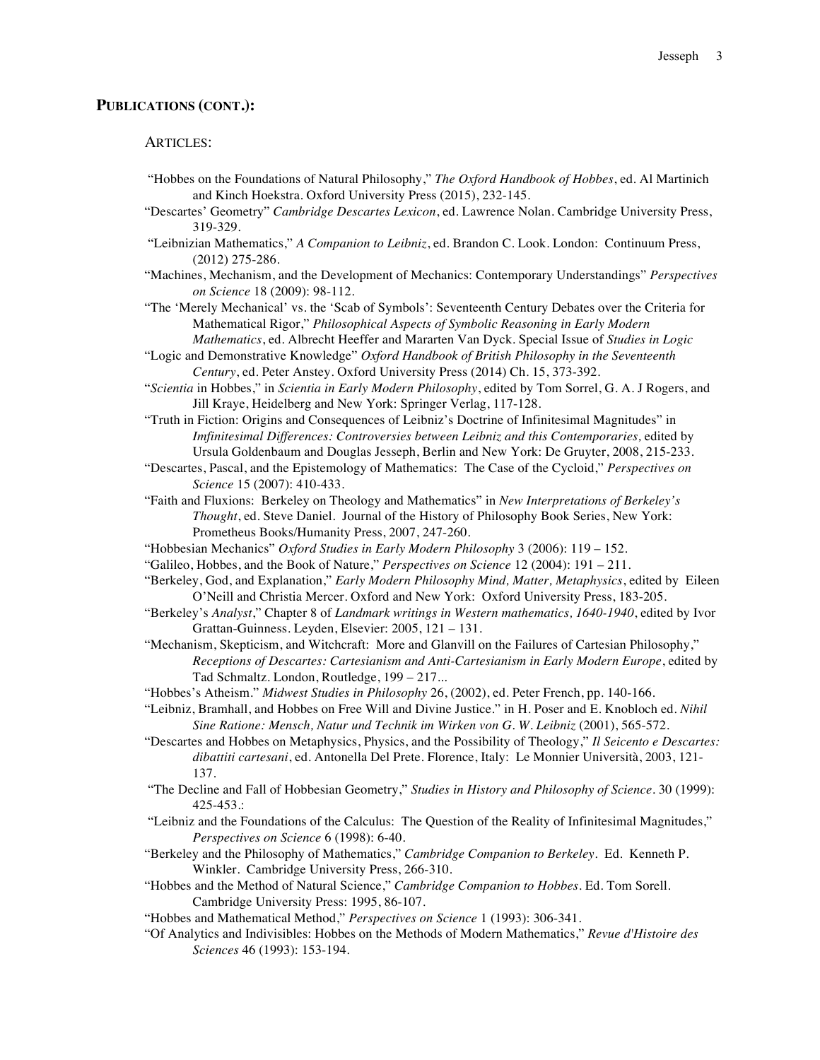## PUBLICATIONS (CONT.):

### ARTICLES:

"Hobbes on the Foundations of Natural Philosophy," *The Oxford Handbook of Hobbes*, ed. Al Martinich and Kinch Hoekstra. Oxford University Press (2015), 232-145.

"Descartes' Geometry" *Cambridge Descartes Lexicon*, ed. Lawrence Nolan. Cambridge University Press, 319-329.

"Leibnizian Mathematics," *A Companion to Leibniz*, ed. Brandon C. Look. London: Continuum Press, (2012) 275-286.

"Machines, Mechanism, and the Development of Mechanics: Contemporary Understandings" *Perspectives on Science* 18 (2009): 98-112.

"The 'Merely Mechanical' vs. the 'Scab of Symbols': Seventeenth Century Debates over the Criteria for Mathematical Rigor," *Philosophical Aspects of Symbolic Reasoning in Early Modern Mathematics*, ed. Albrecht Heeffer and Mararten Van Dyck. Special Issue of *Studies in Logic*

"Logic and Demonstrative Knowledge" *Oxford Handbook of British Philosophy in the Seventeenth Century*, ed. Peter Anstey. Oxford University Press (2014) Ch. 15, 373-392.

"*Scientia* in Hobbes," in *Scientia in Early Modern Philosophy*, edited by Tom Sorrel, G. A. J Rogers, and Jill Kraye, Heidelberg and New York: Springer Verlag, 117-128.

"Truth in Fiction: Origins and Consequences of Leibniz's Doctrine of Infinitesimal Magnitudes" in *Imfinitesimal Differences: Controversies between Leibniz and this Contemporaries,* edited by Ursula Goldenbaum and Douglas Jesseph, Berlin and New York: De Gruyter, 2008, 215-233.

"Descartes, Pascal, and the Epistemology of Mathematics: The Case of the Cycloid," *Perspectives on Science* 15 (2007): 410-433.

"Faith and Fluxions: Berkeley on Theology and Mathematics" in *New Interpretations of Berkeley's Thought*, ed. Steve Daniel. Journal of the History of Philosophy Book Series, New York: Prometheus Books/Humanity Press, 2007, 247-260.

"Hobbesian Mechanics" *Oxford Studies in Early Modern Philosophy* 3 (2006): 119 – 152.

"Galileo, Hobbes, and the Book of Nature," *Perspectives on Science* 12 (2004): 191 – 211.

"Berkeley, God, and Explanation," *Early Modern Philosophy Mind, Matter, Metaphysics*, edited by Eileen O'Neill and Christia Mercer. Oxford and New York: Oxford University Press, 183-205.

"Berkeley's *Analyst*," Chapter 8 of *Landmark writings in Western mathematics, 1640-1940*, edited by Ivor Grattan-Guinness. Leyden, Elsevier: 2005, 121 – 131.

"Mechanism, Skepticism, and Witchcraft: More and Glanvill on the Failures of Cartesian Philosophy," *Receptions of Descartes: Cartesianism and Anti-Cartesianism in Early Modern Europe*, edited by Tad Schmaltz. London, Routledge, 199 – 217...

"Hobbes's Atheism." *Midwest Studies in Philosophy* 26, (2002), ed. Peter French, pp. 140-166.

"Leibniz, Bramhall, and Hobbes on Free Will and Divine Justice." in H. Poser and E. Knobloch ed. *Nihil Sine Ratione: Mensch, Natur und Technik im Wirken von G. W. Leibniz* (2001), 565-572.

"Descartes and Hobbes on Metaphysics, Physics, and the Possibility of Theology," *Il Seicento e Descartes: dibattiti cartesani*, ed. Antonella Del Prete. Florence, Italy: Le Monnier Università, 2003, 121-137.

"The Decline and Fall of Hobbesian Geometry," *Studies in History and Philosophy of Science*. 30 (1999): 425-453.:

"Leibniz and the Foundations of the Calculus: The Question of the Reality of Infinitesimal Magnitudes," *Perspectives on Science* 6 (1998): 6-40.

"Berkeley and the Philosophy of Mathematics," *Cambridge Companion to Berkeley*. Ed. Kenneth P. Winkler. Cambridge University Press, 266-310.

"Hobbes and the Method of Natural Science," *Cambridge Companion to Hobbes*. Ed. Tom Sorell. Cambridge University Press: 1995, 86-107.

"Hobbes and Mathematical Method," *Perspectives on Science* 1 (1993): 306-341.

"Of Analytics and Indivisibles: Hobbes on the Methods of Modern Mathematics," *Revue d'Histoire des Sciences* 46 (1993): 153-194.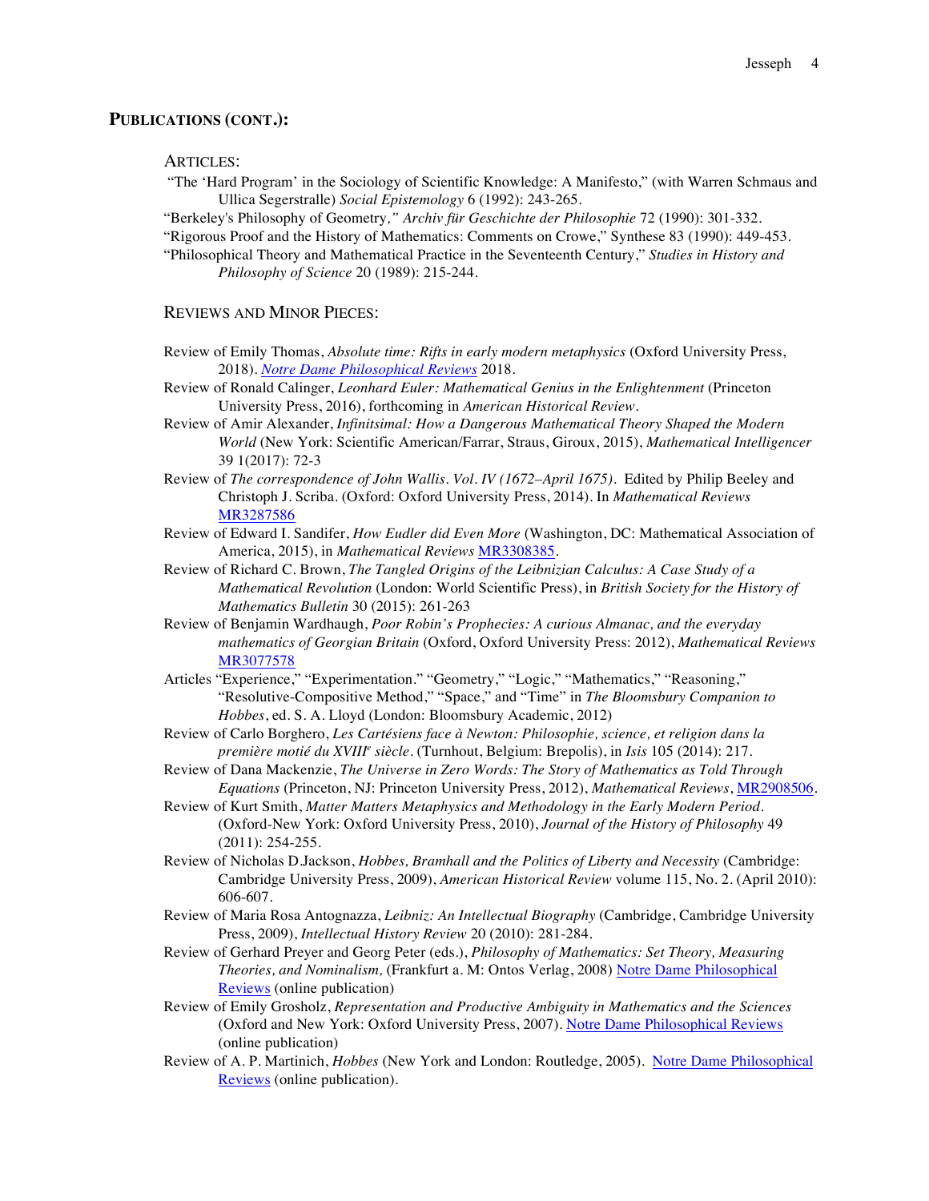## PUBLICATIONS (CONT.):

### ARTICLES:

"The 'Hard Program' in the Sociology of Scientific Knowledge: A Manifesto," (with Warren Schmaus and Ullica Segerstralle) *Social Epistemology* 6 (1992): 243-265.

"Berkeley's Philosophy of Geometry," *Archiv für Geschichte der Philosophie* 72 (1990): 301-332.

"Rigorous Proof and the History of Mathematics: Comments on Crowe," Synthese 83 (1990): 449-453.

"Philosophical Theory and Mathematical Practice in the Seventeenth Century," *Studies in History and Philosophy of Science* 20 (1989): 215-244.

### REVIEWS AND MINOR PIECES:

Review of Emily Thomas, *Absolute time: Rifts in early modern metaphysics* (Oxford University Press, 2018). *Notre Dame Philosophical Reviews* 2018.

Review of Ronald Calinger, *Leonhard Euler: Mathematical Genius in the Enlightenment* (Princeton University Press, 2016), forthcoming in *American Historical Review*.

Review of Amir Alexander, *Infinitsimal: How a Dangerous Mathematical Theory Shaped the Modern World* (New York: Scientific American/Farrar, Straus, Giroux, 2015), *Mathematical Intelligencer* 39 1(2017): 72-3

Review of *The correspondence of John Wallis. Vol. IV (1672–April 1675).* Edited by Philip Beeley and Christoph J. Scriba. (Oxford: Oxford University Press, 2014). In *Mathematical Reviews* MR3287586

Review of Edward I. Sandifer, *How Eudler did Even More* (Washington, DC: Mathematical Association of America, 2015), in *Mathematical Reviews* MR3308385.

Review of Richard C. Brown, *The Tangled Origins of the Leibnizian Calculus: A Case Study of a Mathematical Revolution* (London: World Scientific Press), in *British Society for the History of Mathematics Bulletin* 30 (2015): 261-263

Review of Benjamin Wardhaugh, *Poor Robin's Prophecies: A curious Almanac, and the everyday mathematics of Georgian Britain* (Oxford, Oxford University Press: 2012), *Mathematical Reviews* MR3077578

Articles "Experience," "Experimentation." "Geometry," "Logic," "Mathematics," "Reasoning," "Resolutive-Compositive Method," "Space," and "Time" in *The Bloomsbury Companion to Hobbes*, ed. S. A. Lloyd (London: Bloomsbury Academic, 2012)

Review of Carlo Borghero, *Les Cartésiens face à Newton: Philosophie, science, et religion dans la première motié du XVIII*[e] *siècle*. (Turnhout, Belgium: Brepolis), in *Isis* 105 (2014): 217.

Review of Dana Mackenzie, *The Universe in Zero Words: The Story of Mathematics as Told Through Equations* (Princeton, NJ: Princeton University Press, 2012), *Mathematical Reviews*, MR2908506.

Review of Kurt Smith, *Matter Matters Metaphysics and Methodology in the Early Modern Period*. (Oxford-New York: Oxford University Press, 2010), *Journal of the History of Philosophy* 49 (2011): 254-255.

Review of Nicholas D.Jackson, *Hobbes, Bramhall and the Politics of Liberty and Necessity* (Cambridge: Cambridge University Press, 2009), *American Historical Review* volume 115, No. 2. (April 2010): 606-607.

Review of Maria Rosa Antognazza, *Leibniz: An Intellectual Biography* (Cambridge, Cambridge University Press, 2009), *Intellectual History Review* 20 (2010): 281-284.

Review of Gerhard Preyer and Georg Peter (eds.), *Philosophy of Mathematics: Set Theory, Measuring Theories, and Nominalism,* (Frankfurt a. M: Ontos Verlag, 2008) Notre Dame Philosophical Reviews (online publication)

Review of Emily Grosholz, *Representation and Productive Ambiguity in Mathematics and the Sciences* (Oxford and New York: Oxford University Press, 2007). Notre Dame Philosophical Reviews (online publication)

Review of A. P. Martinich, *Hobbes* (New York and London: Routledge, 2005). Notre Dame Philosophical Reviews (online publication).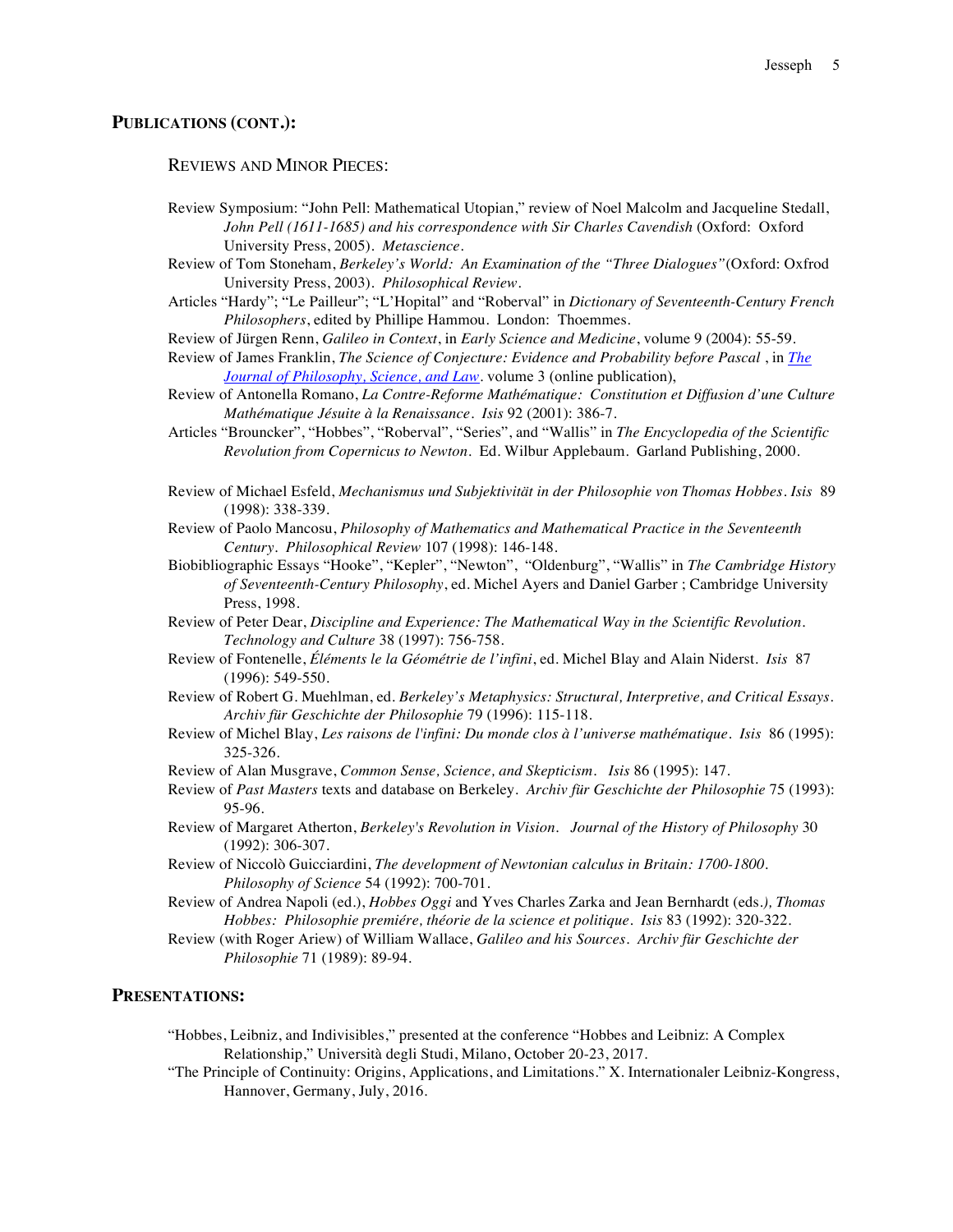## Publications (cont.):

### Reviews and Minor Pieces:

Review Symposium: "John Pell: Mathematical Utopian," review of Noel Malcolm and Jacqueline Stedall, *John Pell (1611-1685) and his correspondence with Sir Charles Cavendish* (Oxford: Oxford University Press, 2005). *Metascience*.

Review of Tom Stoneham, *Berkeley's World: An Examination of the "Three Dialogues"* (Oxford: Oxfrod University Press, 2003). *Philosophical Review*.

Articles "Hardy"; "Le Pailleur"; "L'Hopital" and "Roberval" in *Dictionary of Seventeenth-Century French Philosophers*, edited by Phillipe Hammou. London: Thoemmes.

Review of Jürgen Renn, *Galileo in Context*, in *Early Science and Medicine*, volume 9 (2004): 55-59.

Review of James Franklin, *The Science of Conjecture: Evidence and Probability before Pascal* , in *The Journal of Philosophy, Science, and Law*. volume 3 (online publication),

Review of Antonella Romano, *La Contre-Reforme Mathématique: Constitution et Diffusion d'une Culture Mathématique Jésuite à la Renaissance*. *Isis* 92 (2001): 386-7.

Articles "Brouncker", "Hobbes", "Roberval", "Series", and "Wallis" in *The Encyclopedia of the Scientific Revolution from Copernicus to Newton*. Ed. Wilbur Applebaum. Garland Publishing, 2000.

Review of Michael Esfeld, *Mechanismus und Subjektivität in der Philosophie von Thomas Hobbes*. *Isis* 89 (1998): 338-339.

Review of Paolo Mancosu, *Philosophy of Mathematics and Mathematical Practice in the Seventeenth Century*. *Philosophical Review* 107 (1998): 146-148.

Biobibliographic Essays "Hooke", "Kepler", "Newton", "Oldenburg", "Wallis" in *The Cambridge History of Seventeenth-Century Philosophy*, ed. Michel Ayers and Daniel Garber ; Cambridge University Press, 1998.

Review of Peter Dear, *Discipline and Experience: The Mathematical Way in the Scientific Revolution*. *Technology and Culture* 38 (1997): 756-758.

Review of Fontenelle, *Éléments le la Géométrie de l'infini*, ed. Michel Blay and Alain Niderst. *Isis* 87 (1996): 549-550.

Review of Robert G. Muehlman, ed. *Berkeley's Metaphysics: Structural, Interpretive, and Critical Essays*. *Archiv für Geschichte der Philosophie* 79 (1996): 115-118.

Review of Michel Blay, *Les raisons de l'infini: Du monde clos à l'universe mathématique*. *Isis* 86 (1995): 325-326.

Review of Alan Musgrave, *Common Sense, Science, and Skepticism*. *Isis* 86 (1995): 147.

Review of *Past Masters* texts and database on Berkeley. *Archiv für Geschichte der Philosophie* 75 (1993): 95-96.

Review of Margaret Atherton, *Berkeley's Revolution in Vision*. *Journal of the History of Philosophy* 30 (1992): 306-307.

Review of Niccolò Guicciardini, *The development of Newtonian calculus in Britain: 1700-1800*. *Philosophy of Science* 54 (1992): 700-701.

Review of Andrea Napoli (ed.), *Hobbes Oggi* and Yves Charles Zarka and Jean Bernhardt (eds.), *Thomas Hobbes: Philosophie premiére, théorie de la science et politique*. *Isis* 83 (1992): 320-322.

Review (with Roger Ariew) of William Wallace, *Galileo and his Sources*. *Archiv für Geschichte der Philosophie* 71 (1989): 89-94.

## Presentations:

"Hobbes, Leibniz, and Indivisibles," presented at the conference "Hobbes and Leibniz: A Complex Relationship," Università degli Studi, Milano, October 20-23, 2017.

"The Principle of Continuity: Origins, Applications, and Limitations." X. Internationaler Leibniz-Kongress, Hannover, Germany, July, 2016.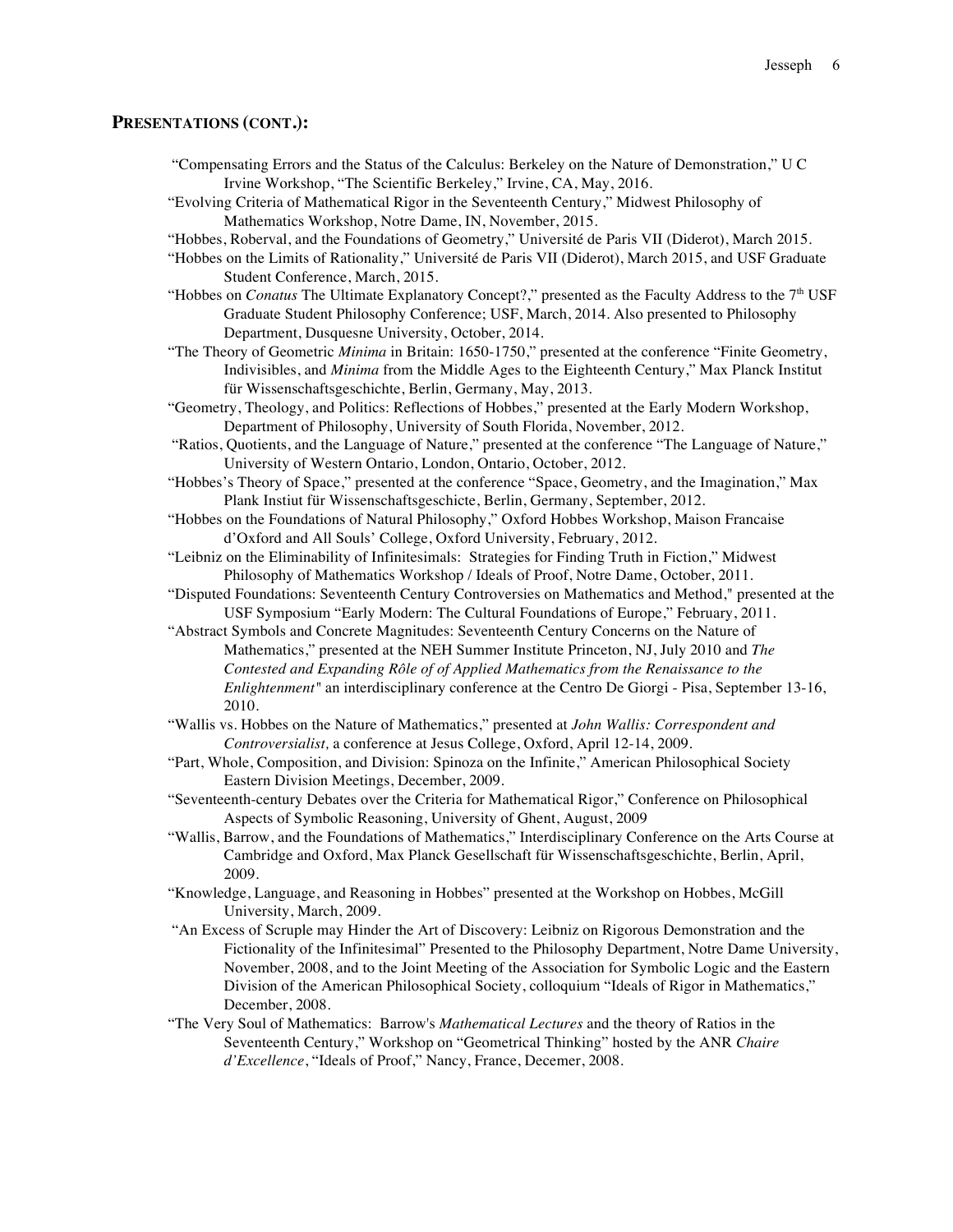## PRESENTATIONS (CONT.):

"Compensating Errors and the Status of the Calculus: Berkeley on the Nature of Demonstration," U C Irvine Workshop, "The Scientific Berkeley," Irvine, CA, May, 2016.

"Evolving Criteria of Mathematical Rigor in the Seventeenth Century," Midwest Philosophy of Mathematics Workshop, Notre Dame, IN, November, 2015.

"Hobbes, Roberval, and the Foundations of Geometry," Université de Paris VII (Diderot), March 2015.

"Hobbes on the Limits of Rationality," Université de Paris VII (Diderot), March 2015, and USF Graduate Student Conference, March, 2015.

"Hobbes on *Conatus* The Ultimate Explanatory Concept?," presented as the Faculty Address to the 7th USF Graduate Student Philosophy Conference; USF, March, 2014. Also presented to Philosophy Department, Dusquesne University, October, 2014.

"The Theory of Geometric *Minima* in Britain: 1650-1750," presented at the conference "Finite Geometry, Indivisibles, and *Minima* from the Middle Ages to the Eighteenth Century," Max Planck Institut für Wissenschaftsgeschichte, Berlin, Germany, May, 2013.

"Geometry, Theology, and Politics: Reflections of Hobbes," presented at the Early Modern Workshop, Department of Philosophy, University of South Florida, November, 2012.

"Ratios, Quotients, and the Language of Nature," presented at the conference "The Language of Nature," University of Western Ontario, London, Ontario, October, 2012.

"Hobbes's Theory of Space," presented at the conference "Space, Geometry, and the Imagination," Max Plank Instiut für Wissenschaftsgeschicte, Berlin, Germany, September, 2012.

"Hobbes on the Foundations of Natural Philosophy," Oxford Hobbes Workshop, Maison Francaise d'Oxford and All Souls' College, Oxford University, February, 2012.

"Leibniz on the Eliminability of Infinitesimals: Strategies for Finding Truth in Fiction," Midwest Philosophy of Mathematics Workshop / Ideals of Proof, Notre Dame, October, 2011.

"Disputed Foundations: Seventeenth Century Controversies on Mathematics and Method," presented at the USF Symposium "Early Modern: The Cultural Foundations of Europe," February, 2011.

"Abstract Symbols and Concrete Magnitudes: Seventeenth Century Concerns on the Nature of Mathematics," presented at the NEH Summer Institute Princeton, NJ, July 2010 and *The Contested and Expanding Rôle of of Applied Mathematics from the Renaissance to the Enlightenment"* an interdisciplinary conference at the Centro De Giorgi - Pisa, September 13-16, 2010.

"Wallis vs. Hobbes on the Nature of Mathematics," presented at *John Wallis: Correspondent and Controversialist,* a conference at Jesus College, Oxford, April 12-14, 2009.

"Part, Whole, Composition, and Division: Spinoza on the Infinite," American Philosophical Society Eastern Division Meetings, December, 2009.

"Seventeenth-century Debates over the Criteria for Mathematical Rigor," Conference on Philosophical Aspects of Symbolic Reasoning, University of Ghent, August, 2009

"Wallis, Barrow, and the Foundations of Mathematics," Interdisciplinary Conference on the Arts Course at Cambridge and Oxford, Max Planck Gesellschaft für Wissenschaftsgeschichte, Berlin, April, 2009.

"Knowledge, Language, and Reasoning in Hobbes" presented at the Workshop on Hobbes, McGill University, March, 2009.

"An Excess of Scruple may Hinder the Art of Discovery: Leibniz on Rigorous Demonstration and the Fictionality of the Infinitesimal" Presented to the Philosophy Department, Notre Dame University, November, 2008, and to the Joint Meeting of the Association for Symbolic Logic and the Eastern Division of the American Philosophical Society, colloquium "Ideals of Rigor in Mathematics," December, 2008.

"The Very Soul of Mathematics: Barrow's *Mathematical Lectures* and the theory of Ratios in the Seventeenth Century," Workshop on "Geometrical Thinking" hosted by the ANR *Chaire d'Excellence*, "Ideals of Proof," Nancy, France, Decemer, 2008.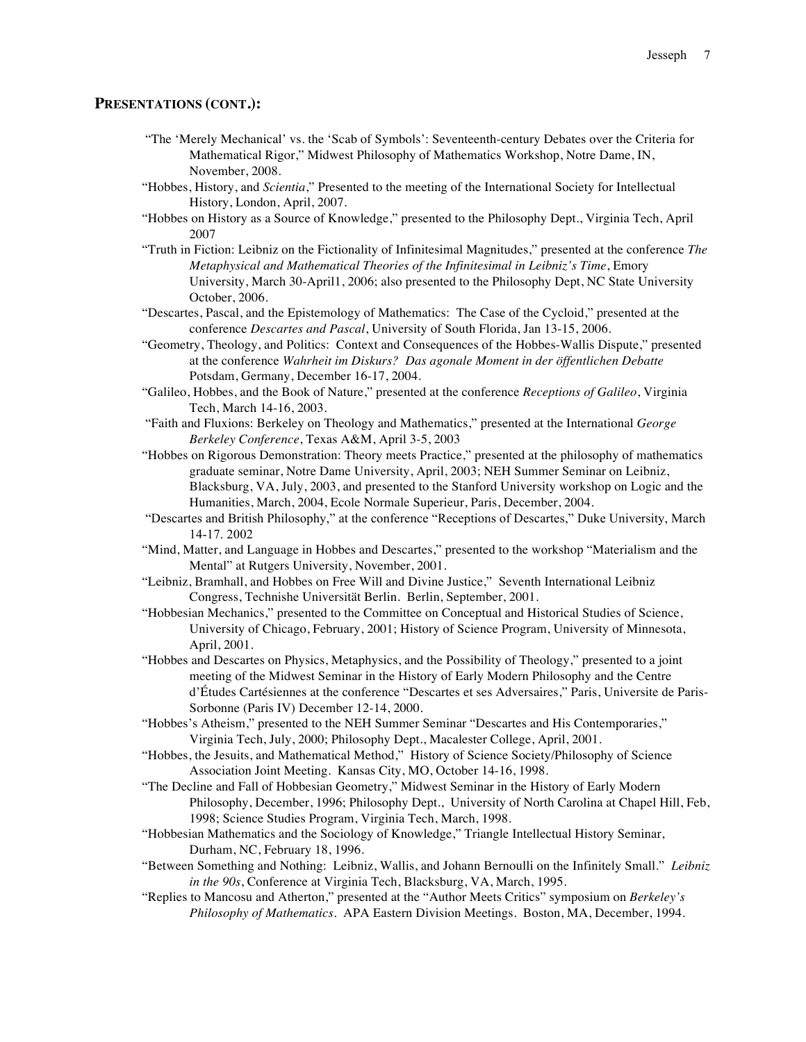## **PRESENTATIONS (CONT.):**

- "The 'Merely Mechanical' vs. the 'Scab of Symbols': Seventeenth-century Debates over the Criteria for Mathematical Rigor," Midwest Philosophy of Mathematics Workshop, Notre Dame, IN, November, 2008.
- "Hobbes, History, and *Scientia*," Presented to the meeting of the International Society for Intellectual History, London, April, 2007.
- "Hobbes on History as a Source of Knowledge," presented to the Philosophy Dept., Virginia Tech, April 2007
- "Truth in Fiction: Leibniz on the Fictionality of Infinitesimal Magnitudes," presented at the conference *The Metaphysical and Mathematical Theories of the Infinitesimal in Leibniz's Time*, Emory University, March 30-April1, 2006; also presented to the Philosophy Dept, NC State University October, 2006.
- "Descartes, Pascal, and the Epistemology of Mathematics: The Case of the Cycloid," presented at the conference *Descartes and Pascal*, University of South Florida, Jan 13-15, 2006.
- "Geometry, Theology, and Politics: Context and Consequences of the Hobbes-Wallis Dispute," presented at the conference *Wahrheit im Diskurs? Das agonale Moment in der öffentlichen Debatte* Potsdam, Germany, December 16-17, 2004.
- "Galileo, Hobbes, and the Book of Nature," presented at the conference *Receptions of Galileo*, Virginia Tech, March 14-16, 2003.
- "Faith and Fluxions: Berkeley on Theology and Mathematics," presented at the International *George Berkeley Conference*, Texas A&M, April 3-5, 2003
- "Hobbes on Rigorous Demonstration: Theory meets Practice," presented at the philosophy of mathematics graduate seminar, Notre Dame University, April, 2003; NEH Summer Seminar on Leibniz, Blacksburg, VA, July, 2003, and presented to the Stanford University workshop on Logic and the Humanities, March, 2004, Ecole Normale Superieur, Paris, December, 2004.
- "Descartes and British Philosophy," at the conference "Receptions of Descartes," Duke University, March 14-17. 2002
- "Mind, Matter, and Language in Hobbes and Descartes," presented to the workshop "Materialism and the Mental" at Rutgers University, November, 2001.
- "Leibniz, Bramhall, and Hobbes on Free Will and Divine Justice," Seventh International Leibniz Congress, Technishe Universität Berlin. Berlin, September, 2001.
- "Hobbesian Mechanics," presented to the Committee on Conceptual and Historical Studies of Science, University of Chicago, February, 2001; History of Science Program, University of Minnesota, April, 2001.
- "Hobbes and Descartes on Physics, Metaphysics, and the Possibility of Theology," presented to a joint meeting of the Midwest Seminar in the History of Early Modern Philosophy and the Centre d'Études Cartésiennes at the conference "Descartes et ses Adversaires," Paris, Universite de Paris-Sorbonne (Paris IV) December 12-14, 2000.
- "Hobbes's Atheism," presented to the NEH Summer Seminar "Descartes and His Contemporaries," Virginia Tech, July, 2000; Philosophy Dept., Macalester College, April, 2001.
- "Hobbes, the Jesuits, and Mathematical Method," History of Science Society/Philosophy of Science Association Joint Meeting. Kansas City, MO, October 14-16, 1998.
- "The Decline and Fall of Hobbesian Geometry," Midwest Seminar in the History of Early Modern Philosophy, December, 1996; Philosophy Dept., University of North Carolina at Chapel Hill, Feb, 1998; Science Studies Program, Virginia Tech, March, 1998.
- "Hobbesian Mathematics and the Sociology of Knowledge," Triangle Intellectual History Seminar, Durham, NC, February 18, 1996.
- "Between Something and Nothing: Leibniz, Wallis, and Johann Bernoulli on the Infinitely Small." *Leibniz in the 90s*, Conference at Virginia Tech, Blacksburg, VA, March, 1995.
- "Replies to Mancosu and Atherton," presented at the "Author Meets Critics" symposium on *Berkeley's Philosophy of Mathematics*. APA Eastern Division Meetings. Boston, MA, December, 1994.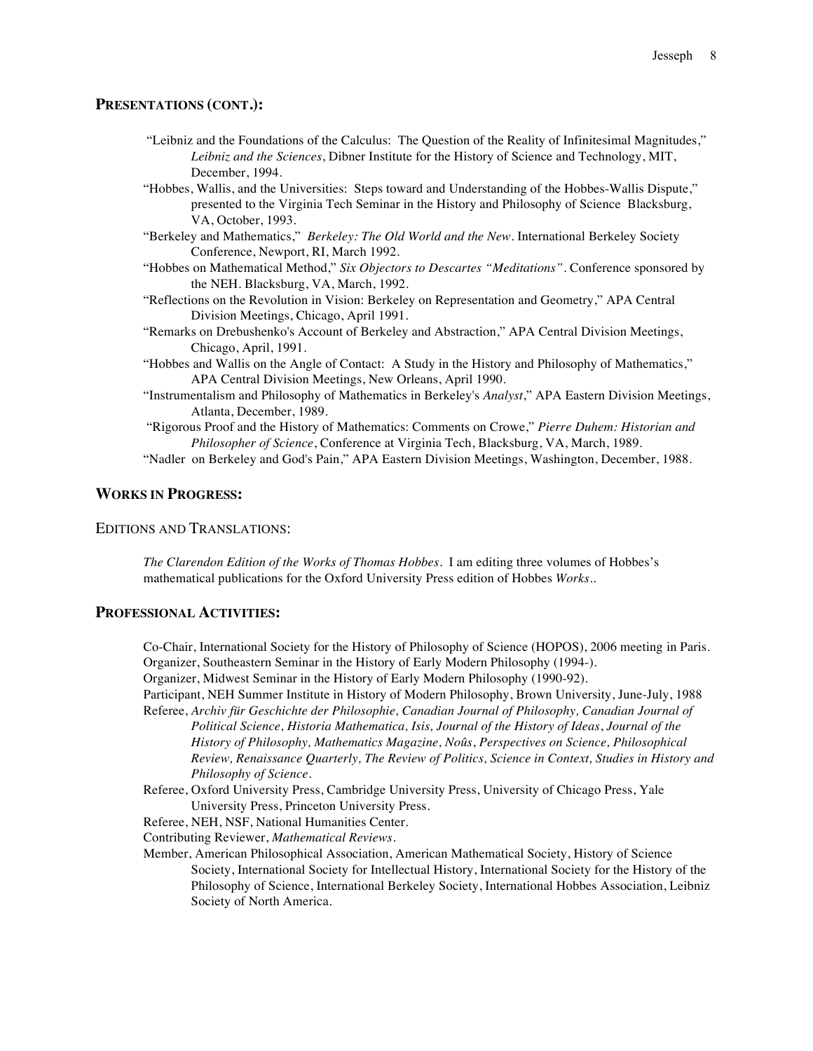## PRESENTATIONS (CONT.):

"Leibniz and the Foundations of the Calculus: The Question of the Reality of Infinitesimal Magnitudes," *Leibniz and the Sciences*, Dibner Institute for the History of Science and Technology, MIT, December, 1994.

"Hobbes, Wallis, and the Universities: Steps toward and Understanding of the Hobbes-Wallis Dispute," presented to the Virginia Tech Seminar in the History and Philosophy of Science Blacksburg, VA, October, 1993.

"Berkeley and Mathematics," *Berkeley: The Old World and the New*. International Berkeley Society Conference, Newport, RI, March 1992.

"Hobbes on Mathematical Method," *Six Objectors to Descartes "Meditations"*. Conference sponsored by the NEH. Blacksburg, VA, March, 1992.

"Reflections on the Revolution in Vision: Berkeley on Representation and Geometry," APA Central Division Meetings, Chicago, April 1991.

"Remarks on Drebushenko's Account of Berkeley and Abstraction," APA Central Division Meetings, Chicago, April, 1991.

"Hobbes and Wallis on the Angle of Contact: A Study in the History and Philosophy of Mathematics," APA Central Division Meetings, New Orleans, April 1990.

"Instrumentalism and Philosophy of Mathematics in Berkeley's *Analyst*," APA Eastern Division Meetings, Atlanta, December, 1989.

"Rigorous Proof and the History of Mathematics: Comments on Crowe," *Pierre Duhem: Historian and Philosopher of Science*, Conference at Virginia Tech, Blacksburg, VA, March, 1989.

"Nadler on Berkeley and God's Pain," APA Eastern Division Meetings, Washington, December, 1988.

## WORKS IN PROGRESS:

### EDITIONS AND TRANSLATIONS:

*The Clarendon Edition of the Works of Thomas Hobbes*. I am editing three volumes of Hobbes's mathematical publications for the Oxford University Press edition of Hobbes *Works*..

## PROFESSIONAL ACTIVITIES:

Co-Chair, International Society for the History of Philosophy of Science (HOPOS), 2006 meeting in Paris.

Organizer, Southeastern Seminar in the History of Early Modern Philosophy (1994-).

Organizer, Midwest Seminar in the History of Early Modern Philosophy (1990-92).

Participant, NEH Summer Institute in History of Modern Philosophy, Brown University, June-July, 1988

Referee, *Archiv für Geschichte der Philosophie, Canadian Journal of Philosophy, Canadian Journal of Political Science, Historia Mathematica, Isis, Journal of the History of Ideas*, *Journal of the History of Philosophy, Mathematics Magazine, Noûs*, *Perspectives on Science, Philosophical Review, Renaissance Quarterly, The Review of Politics, Science in Context, Studies in History and Philosophy of Science*.

Referee, Oxford University Press, Cambridge University Press, University of Chicago Press, Yale University Press, Princeton University Press.

Referee, NEH, NSF, National Humanities Center.

Contributing Reviewer, *Mathematical Reviews*.

Member, American Philosophical Association, American Mathematical Society, History of Science Society, International Society for Intellectual History, International Society for the History of the Philosophy of Science, International Berkeley Society, International Hobbes Association, Leibniz Society of North America.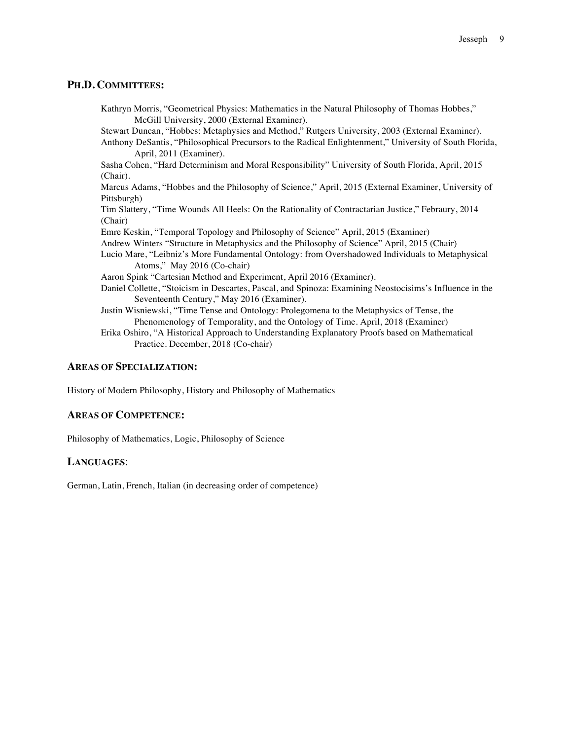## PH.D. COMMITTEES:

Kathryn Morris, "Geometrical Physics: Mathematics in the Natural Philosophy of Thomas Hobbes," McGill University, 2000 (External Examiner).

Stewart Duncan, "Hobbes: Metaphysics and Method," Rutgers University, 2003 (External Examiner).

Anthony DeSantis, "Philosophical Precursors to the Radical Enlightenment," University of South Florida, April, 2011 (Examiner).

Sasha Cohen, "Hard Determinism and Moral Responsibility" University of South Florida, April, 2015 (Chair).

Marcus Adams, "Hobbes and the Philosophy of Science," April, 2015 (External Examiner, University of Pittsburgh)

Tim Slattery, "Time Wounds All Heels: On the Rationality of Contractarian Justice," Febraury, 2014 (Chair)

Emre Keskin, "Temporal Topology and Philosophy of Science" April, 2015 (Examiner)

Andrew Winters "Structure in Metaphysics and the Philosophy of Science" April, 2015 (Chair)

Lucio Mare, "Leibniz's More Fundamental Ontology: from Overshadowed Individuals to Metaphysical Atoms," May 2016 (Co-chair)

Aaron Spink "Cartesian Method and Experiment, April 2016 (Examiner).

Daniel Collette, "Stoicism in Descartes, Pascal, and Spinoza: Examining Neostocisims's Influence in the Seventeenth Century," May 2016 (Examiner).

Justin Wisniewski, "Time Tense and Ontology: Prolegomena to the Metaphysics of Tense, the Phenomenology of Temporality, and the Ontology of Time. April, 2018 (Examiner)

Erika Oshiro, "A Historical Approach to Understanding Explanatory Proofs based on Mathematical Practice. December, 2018 (Co-chair)

## AREAS OF SPECIALIZATION:

History of Modern Philosophy, History and Philosophy of Mathematics

## AREAS OF COMPETENCE:

Philosophy of Mathematics, Logic, Philosophy of Science

## LANGUAGES:

German, Latin, French, Italian (in decreasing order of competence)